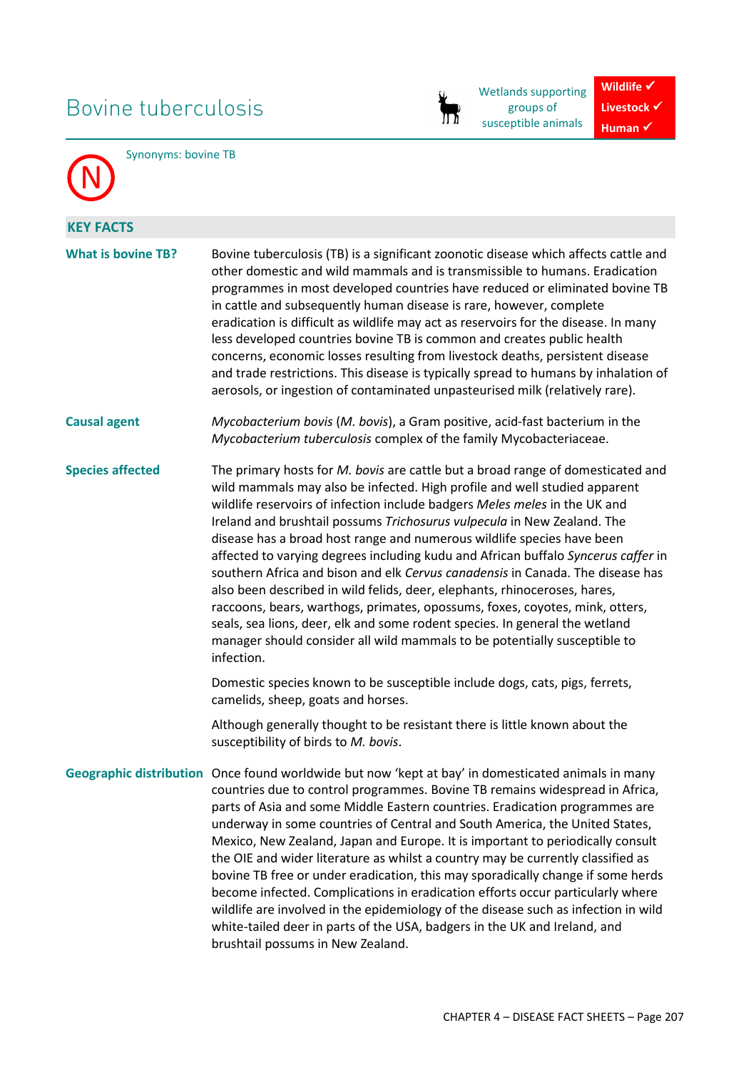# Bovine tuberculosis

Wetlands supporting groups of susceptible animals

**Wildlife ✓**
**Livestock ✓**
**Human ✓**

N

Synonyms: bovine TB

## KEY FACTS

**What is bovine TB?**

Bovine tuberculosis (TB) is a significant zoonotic disease which affects cattle and other domestic and wild mammals and is transmissible to humans. Eradication programmes in most developed countries have reduced or eliminated bovine TB in cattle and subsequently human disease is rare, however, complete eradication is difficult as wildlife may act as reservoirs for the disease. In many less developed countries bovine TB is common and creates public health concerns, economic losses resulting from livestock deaths, persistent disease and trade restrictions. This disease is typically spread to humans by inhalation of aerosols, or ingestion of contaminated unpasteurised milk (relatively rare).

**Causal agent**

*Mycobacterium bovis* (*M. bovis*), a Gram positive, acid-fast bacterium in the *Mycobacterium tuberculosis* complex of the family Mycobacteriaceae.

**Species affected**

The primary hosts for *M. bovis* are cattle but a broad range of domesticated and wild mammals may also be infected. High profile and well studied apparent wildlife reservoirs of infection include badgers *Meles meles* in the UK and Ireland and brushtail possums *Trichosurus vulpecula* in New Zealand. The disease has a broad host range and numerous wildlife species have been affected to varying degrees including kudu and African buffalo *Syncerus caffer* in southern Africa and bison and elk *Cervus canadensis* in Canada. The disease has also been described in wild felids, deer, elephants, rhinoceroses, hares, raccoons, bears, warthogs, primates, opossums, foxes, coyotes, mink, otters, seals, sea lions, deer, elk and some rodent species. In general the wetland manager should consider all wild mammals to be potentially susceptible to infection.

Domestic species known to be susceptible include dogs, cats, pigs, ferrets, camelids, sheep, goats and horses.

Although generally thought to be resistant there is little known about the susceptibility of birds to *M. bovis*.

**Geographic distribution**

Once found worldwide but now 'kept at bay' in domesticated animals in many countries due to control programmes. Bovine TB remains widespread in Africa, parts of Asia and some Middle Eastern countries. Eradication programmes are underway in some countries of Central and South America, the United States, Mexico, New Zealand, Japan and Europe. It is important to periodically consult the OIE and wider literature as whilst a country may be currently classified as bovine TB free or under eradication, this may sporadically change if some herds become infected. Complications in eradication efforts occur particularly where wildlife are involved in the epidemiology of the disease such as infection in wild white-tailed deer in parts of the USA, badgers in the UK and Ireland, and brushtail possums in New Zealand.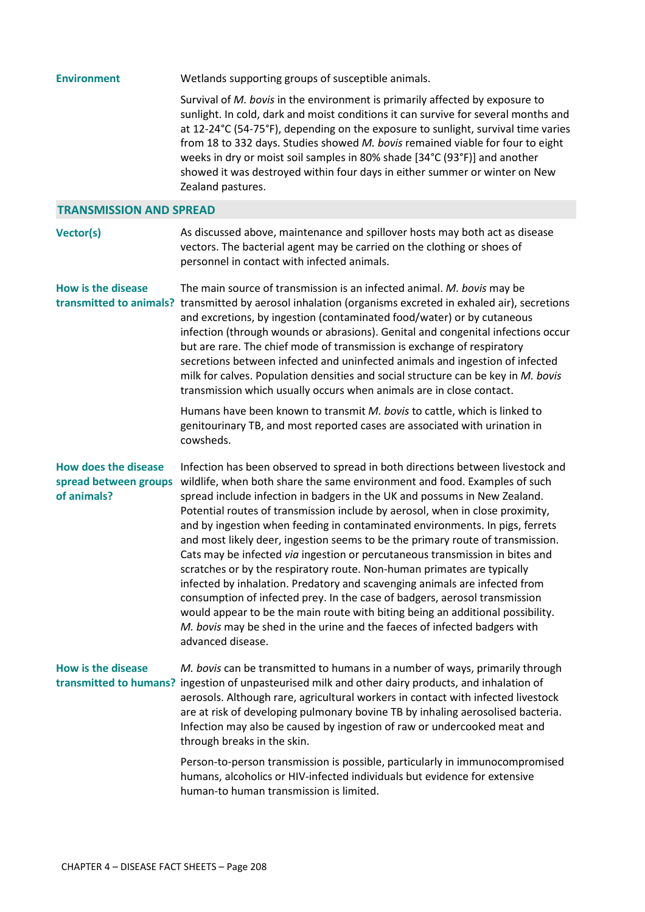**Environment**

Wetlands supporting groups of susceptible animals.

Survival of *M. bovis* in the environment is primarily affected by exposure to sunlight. In cold, dark and moist conditions it can survive for several months and at 12-24°C (54-75°F), depending on the exposure to sunlight, survival time varies from 18 to 332 days. Studies showed *M. bovis* remained viable for four to eight weeks in dry or moist soil samples in 80% shade [34°C (93°F)] and another showed it was destroyed within four days in either summer or winter on New Zealand pastures.

## TRANSMISSION AND SPREAD

**Vector(s)**

As discussed above, maintenance and spillover hosts may both act as disease vectors. The bacterial agent may be carried on the clothing or shoes of personnel in contact with infected animals.

**How is the disease transmitted to animals?**

The main source of transmission is an infected animal. *M. bovis* may be transmitted by aerosol inhalation (organisms excreted in exhaled air), secretions and excretions, by ingestion (contaminated food/water) or by cutaneous infection (through wounds or abrasions). Genital and congenital infections occur but are rare. The chief mode of transmission is exchange of respiratory secretions between infected and uninfected animals and ingestion of infected milk for calves. Population densities and social structure can be key in *M. bovis* transmission which usually occurs when animals are in close contact.

Humans have been known to transmit *M. bovis* to cattle, which is linked to genitourinary TB, and most reported cases are associated with urination in cowsheds.

**How does the disease spread between groups of animals?**

Infection has been observed to spread in both directions between livestock and wildlife, when both share the same environment and food. Examples of such spread include infection in badgers in the UK and possums in New Zealand. Potential routes of transmission include by aerosol, when in close proximity, and by ingestion when feeding in contaminated environments. In pigs, ferrets and most likely deer, ingestion seems to be the primary route of transmission. Cats may be infected *via* ingestion or percutaneous transmission in bites and scratches or by the respiratory route. Non-human primates are typically infected by inhalation. Predatory and scavenging animals are infected from consumption of infected prey. In the case of badgers, aerosol transmission would appear to be the main route with biting being an additional possibility. *M. bovis* may be shed in the urine and the faeces of infected badgers with advanced disease.

**How is the disease transmitted to humans?**

*M. bovis* can be transmitted to humans in a number of ways, primarily through ingestion of unpasteurised milk and other dairy products, and inhalation of aerosols. Although rare, agricultural workers in contact with infected livestock are at risk of developing pulmonary bovine TB by inhaling aerosolised bacteria. Infection may also be caused by ingestion of raw or undercooked meat and through breaks in the skin.

Person-to-person transmission is possible, particularly in immunocompromised humans, alcoholics or HIV-infected individuals but evidence for extensive human-to human transmission is limited.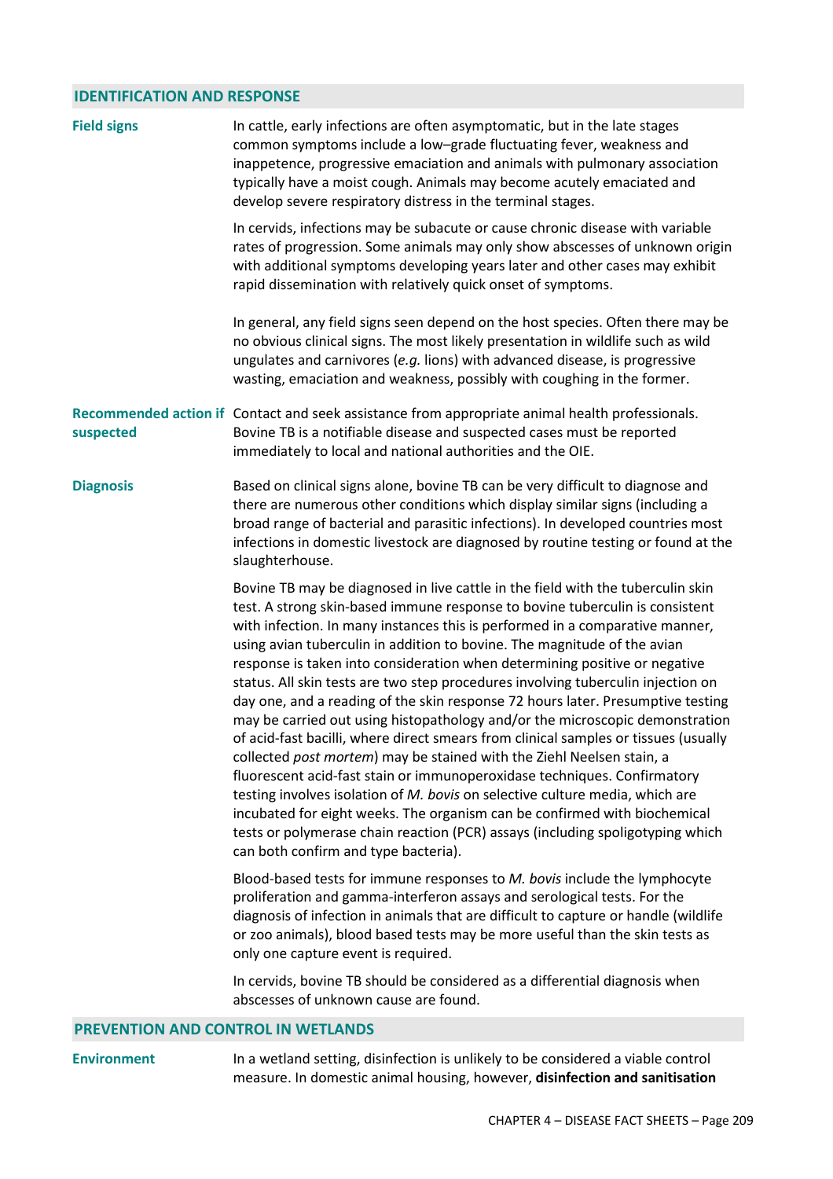## IDENTIFICATION AND RESPONSE

**Field signs**

In cattle, early infections are often asymptomatic, but in the late stages common symptoms include a low–grade fluctuating fever, weakness and inappetence, progressive emaciation and animals with pulmonary association typically have a moist cough. Animals may become acutely emaciated and develop severe respiratory distress in the terminal stages.

In cervids, infections may be subacute or cause chronic disease with variable rates of progression. Some animals may only show abscesses of unknown origin with additional symptoms developing years later and other cases may exhibit rapid dissemination with relatively quick onset of symptoms.

In general, any field signs seen depend on the host species. Often there may be no obvious clinical signs. The most likely presentation in wildlife such as wild ungulates and carnivores (*e.g.* lions) with advanced disease, is progressive wasting, emaciation and weakness, possibly with coughing in the former.

**Recommended action if suspected**

Contact and seek assistance from appropriate animal health professionals. Bovine TB is a notifiable disease and suspected cases must be reported immediately to local and national authorities and the OIE.

**Diagnosis**

Based on clinical signs alone, bovine TB can be very difficult to diagnose and there are numerous other conditions which display similar signs (including a broad range of bacterial and parasitic infections). In developed countries most infections in domestic livestock are diagnosed by routine testing or found at the slaughterhouse.

Bovine TB may be diagnosed in live cattle in the field with the tuberculin skin test. A strong skin-based immune response to bovine tuberculin is consistent with infection. In many instances this is performed in a comparative manner, using avian tuberculin in addition to bovine. The magnitude of the avian response is taken into consideration when determining positive or negative status. All skin tests are two step procedures involving tuberculin injection on day one, and a reading of the skin response 72 hours later. Presumptive testing may be carried out using histopathology and/or the microscopic demonstration of acid-fast bacilli, where direct smears from clinical samples or tissues (usually collected *post mortem*) may be stained with the Ziehl Neelsen stain, a fluorescent acid-fast stain or immunoperoxidase techniques. Confirmatory testing involves isolation of *M. bovis* on selective culture media, which are incubated for eight weeks. The organism can be confirmed with biochemical tests or polymerase chain reaction (PCR) assays (including spoligotyping which can both confirm and type bacteria).

Blood-based tests for immune responses to *M. bovis* include the lymphocyte proliferation and gamma-interferon assays and serological tests. For the diagnosis of infection in animals that are difficult to capture or handle (wildlife or zoo animals), blood based tests may be more useful than the skin tests as only one capture event is required.

In cervids, bovine TB should be considered as a differential diagnosis when abscesses of unknown cause are found.

## PREVENTION AND CONTROL IN WETLANDS

**Environment**

In a wetland setting, disinfection is unlikely to be considered a viable control measure. In domestic animal housing, however, **disinfection and sanitisation**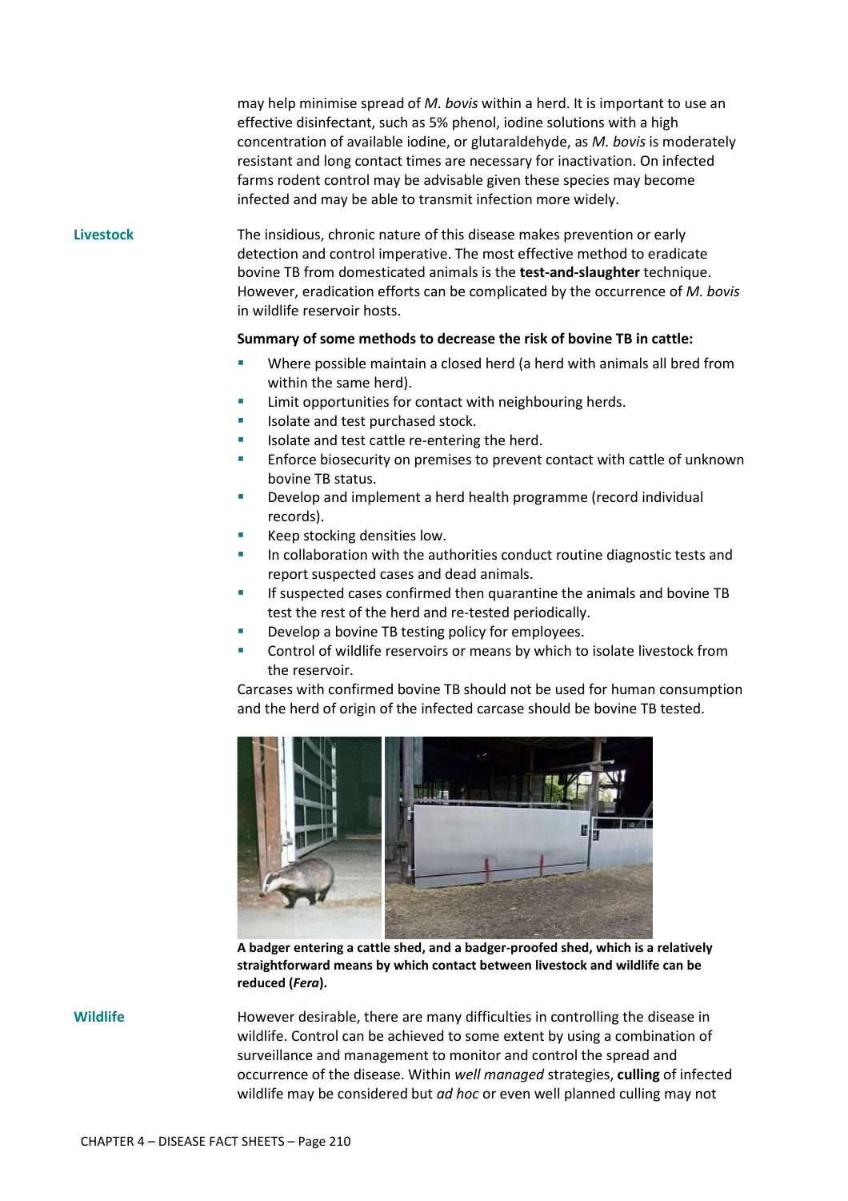may help minimise spread of *M. bovis* within a herd. It is important to use an effective disinfectant, such as 5% phenol, iodine solutions with a high concentration of available iodine, or glutaraldehyde, as *M. bovis* is moderately resistant and long contact times are necessary for inactivation. On infected farms rodent control may be advisable given these species may become infected and may be able to transmit infection more widely.

## Livestock

The insidious, chronic nature of this disease makes prevention or early detection and control imperative. The most effective method to eradicate bovine TB from domesticated animals is the **test-and-slaughter** technique. However, eradication efforts can be complicated by the occurrence of *M. bovis* in wildlife reservoir hosts.

**Summary of some methods to decrease the risk of bovine TB in cattle:**

- Where possible maintain a closed herd (a herd with animals all bred from within the same herd).
- Limit opportunities for contact with neighbouring herds.
- Isolate and test purchased stock.
- Isolate and test cattle re-entering the herd.
- Enforce biosecurity on premises to prevent contact with cattle of unknown bovine TB status.
- Develop and implement a herd health programme (record individual records).
- Keep stocking densities low.
- In collaboration with the authorities conduct routine diagnostic tests and report suspected cases and dead animals.
- If suspected cases confirmed then quarantine the animals and bovine TB test the rest of the herd and re-tested periodically.
- Develop a bovine TB testing policy for employees.
- Control of wildlife reservoirs or means by which to isolate livestock from the reservoir.

Carcases with confirmed bovine TB should not be used for human consumption and the herd of origin of the infected carcase should be bovine TB tested.

**A badger entering a cattle shed, and a badger-proofed shed, which is a relatively straightforward means by which contact between livestock and wildlife can be reduced (*Fera*).**

## Wildlife

However desirable, there are many difficulties in controlling the disease in wildlife. Control can be achieved to some extent by using a combination of surveillance and management to monitor and control the spread and occurrence of the disease. Within *well managed* strategies, **culling** of infected wildlife may be considered but *ad hoc* or even well planned culling may not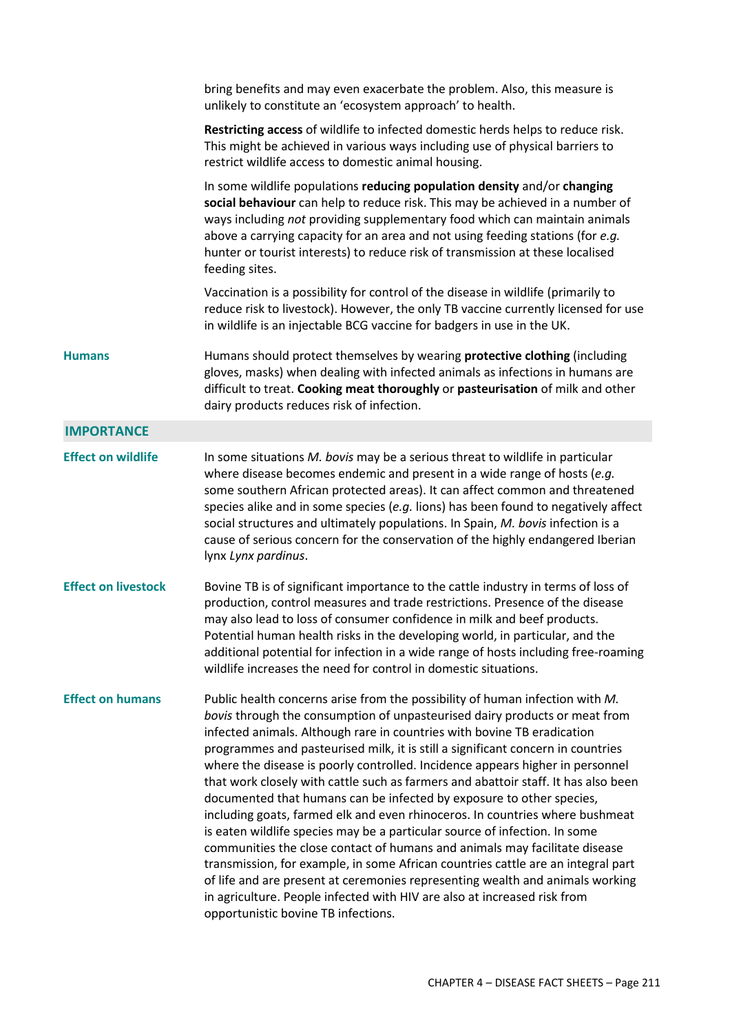bring benefits and may even exacerbate the problem. Also, this measure is unlikely to constitute an 'ecosystem approach' to health.

**Restricting access** of wildlife to infected domestic herds helps to reduce risk. This might be achieved in various ways including use of physical barriers to restrict wildlife access to domestic animal housing.

In some wildlife populations **reducing population density** and/or **changing social behaviour** can help to reduce risk. This may be achieved in a number of ways including *not* providing supplementary food which can maintain animals above a carrying capacity for an area and not using feeding stations (for *e.g.* hunter or tourist interests) to reduce risk of transmission at these localised feeding sites.

Vaccination is a possibility for control of the disease in wildlife (primarily to reduce risk to livestock). However, the only TB vaccine currently licensed for use in wildlife is an injectable BCG vaccine for badgers in use in the UK.

**Humans**

Humans should protect themselves by wearing **protective clothing** (including gloves, masks) when dealing with infected animals as infections in humans are difficult to treat. **Cooking meat thoroughly** or **pasteurisation** of milk and other dairy products reduces risk of infection.

## IMPORTANCE

**Effect on wildlife**

In some situations *M. bovis* may be a serious threat to wildlife in particular where disease becomes endemic and present in a wide range of hosts (*e.g.* some southern African protected areas). It can affect common and threatened species alike and in some species (*e.g.* lions) has been found to negatively affect social structures and ultimately populations. In Spain, *M. bovis* infection is a cause of serious concern for the conservation of the highly endangered Iberian lynx *Lynx pardinus*.

**Effect on livestock**

Bovine TB is of significant importance to the cattle industry in terms of loss of production, control measures and trade restrictions. Presence of the disease may also lead to loss of consumer confidence in milk and beef products. Potential human health risks in the developing world, in particular, and the additional potential for infection in a wide range of hosts including free-roaming wildlife increases the need for control in domestic situations.

**Effect on humans**

Public health concerns arise from the possibility of human infection with *M. bovis* through the consumption of unpasteurised dairy products or meat from infected animals. Although rare in countries with bovine TB eradication programmes and pasteurised milk, it is still a significant concern in countries where the disease is poorly controlled. Incidence appears higher in personnel that work closely with cattle such as farmers and abattoir staff. It has also been documented that humans can be infected by exposure to other species, including goats, farmed elk and even rhinoceros. In countries where bushmeat is eaten wildlife species may be a particular source of infection. In some communities the close contact of humans and animals may facilitate disease transmission, for example, in some African countries cattle are an integral part of life and are present at ceremonies representing wealth and animals working in agriculture. People infected with HIV are also at increased risk from opportunistic bovine TB infections.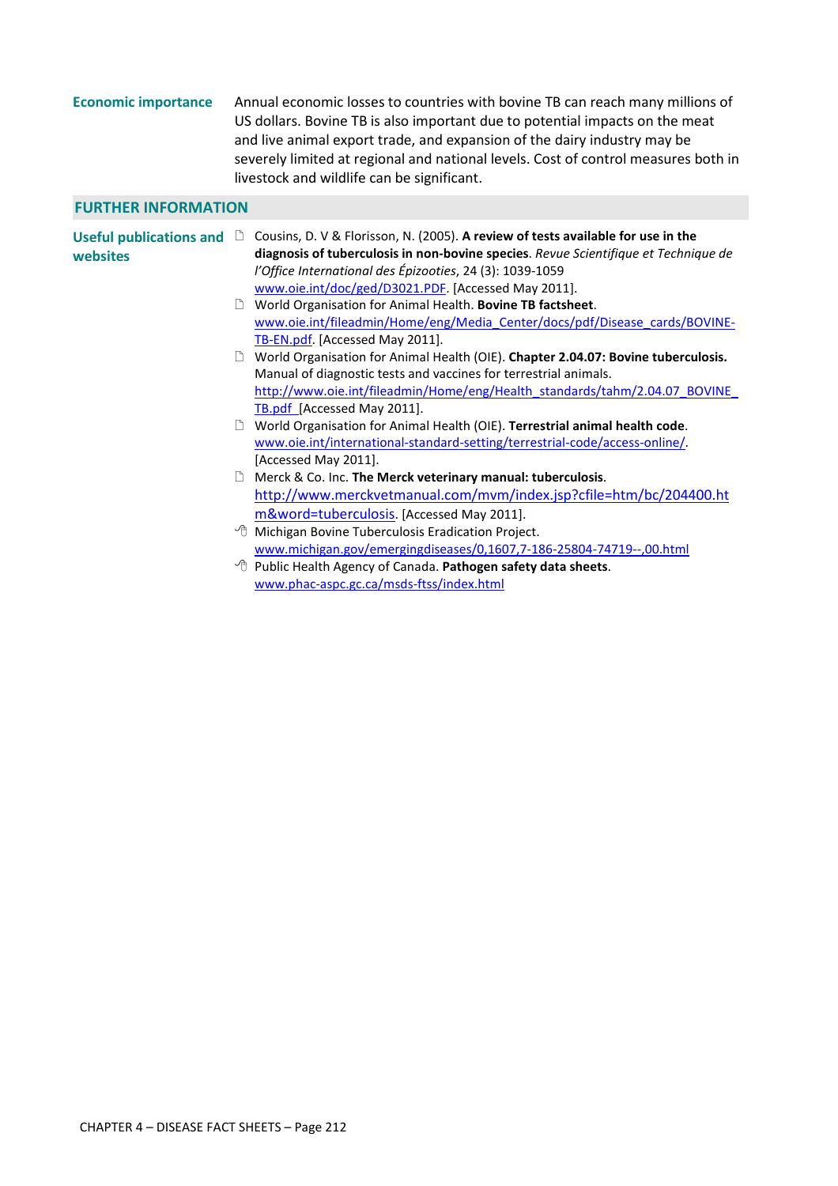**Economic importance**

Annual economic losses to countries with bovine TB can reach many millions of US dollars. Bovine TB is also important due to potential impacts on the meat and live animal export trade, and expansion of the dairy industry may be severely limited at regional and national levels. Cost of control measures both in livestock and wildlife can be significant.

## FURTHER INFORMATION

**Useful publications and websites**

- Cousins, D. V & Florisson, N. (2005). **A review of tests available for use in the diagnosis of tuberculosis in non-bovine species**. *Revue Scientifique et Technique de l'Office International des Épizooties*, 24 (3): 1039-1059 www.oie.int/doc/ged/D3021.PDF. [Accessed May 2011].
- World Organisation for Animal Health. **Bovine TB factsheet**. www.oie.int/fileadmin/Home/eng/Media_Center/docs/pdf/Disease_cards/BOVINE-TB-EN.pdf. [Accessed May 2011].
- World Organisation for Animal Health (OIE). **Chapter 2.04.07: Bovine tuberculosis.** Manual of diagnostic tests and vaccines for terrestrial animals. http://www.oie.int/fileadmin/Home/eng/Health_standards/tahm/2.04.07_BOVINE_TB.pdf [Accessed May 2011].
- World Organisation for Animal Health (OIE). **Terrestrial animal health code**. www.oie.int/international-standard-setting/terrestrial-code/access-online/. [Accessed May 2011].
- Merck & Co. Inc. **The Merck veterinary manual: tuberculosis**. http://www.merckvetmanual.com/mvm/index.jsp?cfile=htm/bc/204400.htm&word=tuberculosis. [Accessed May 2011].
- Michigan Bovine Tuberculosis Eradication Project. www.michigan.gov/emergingdiseases/0,1607,7-186-25804-74719--,00.html
- Public Health Agency of Canada. **Pathogen safety data sheets**. www.phac-aspc.gc.ca/msds-ftss/index.html